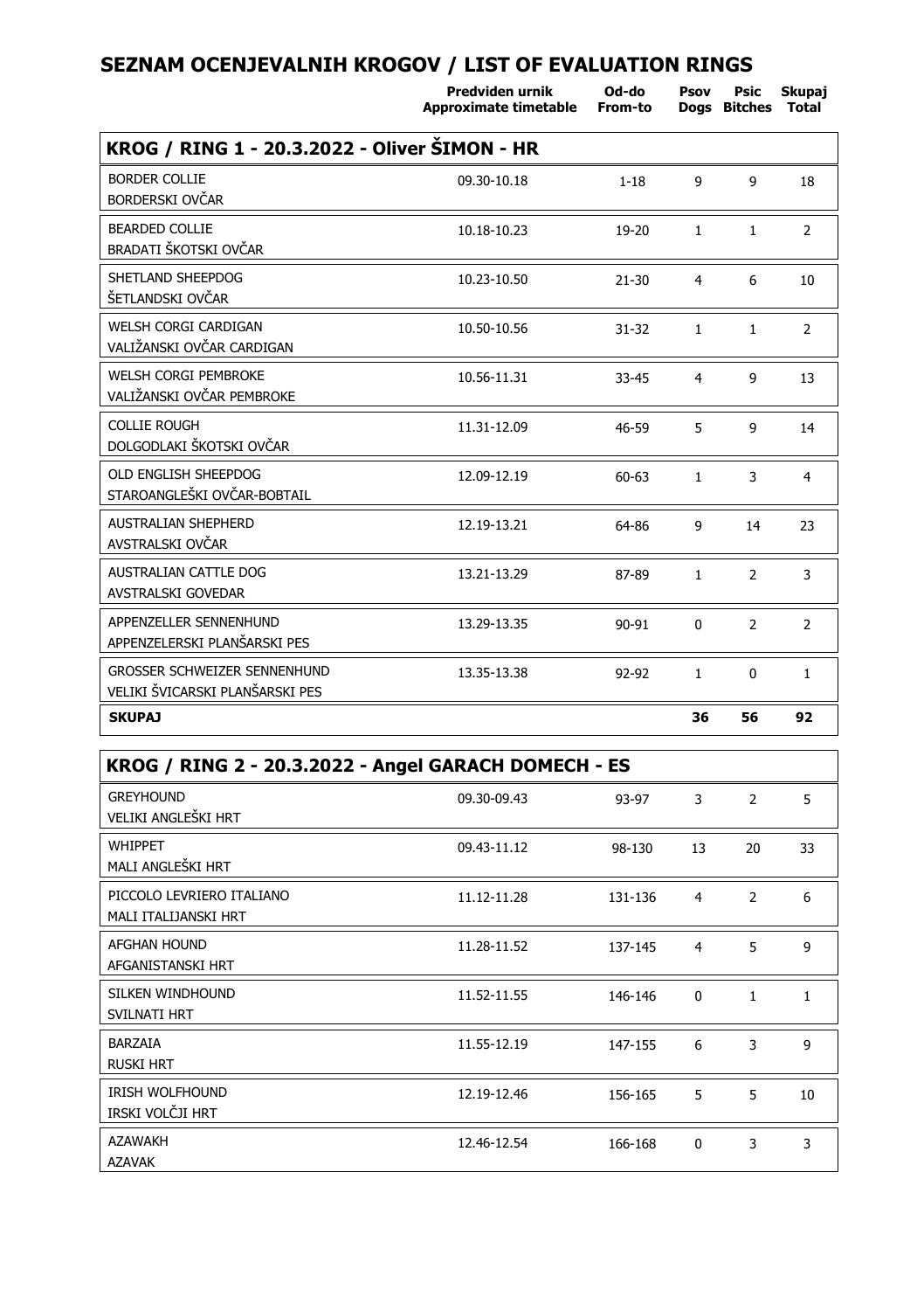# SEZNAM OCENJEVALNIH KROGOV / LIST OF EVALUATION RINGS

## KROG / RING 1 - 20.3.2022 - Oliver ŠIMON - HR

| | Predviden urnik Approximate timetable | Od-do From-to | Psov Dogs | Psic Bitches | Skupaj Total |
|---|---|---|---|---|---|
| BORDER COLLIE BORDERSKI OVČAR | 09.30-10.18 | 1-18 | 9 | 9 | 18 |
| BEARDED COLLIE BRADATI ŠKOTSKI OVČAR | 10.18-10.23 | 19-20 | 1 | 1 | 2 |
| SHETLAND SHEEPDOG ŠETLANDSKI OVČAR | 10.23-10.50 | 21-30 | 4 | 6 | 10 |
| WELSH CORGI CARDIGAN VALIŽANSKI OVČAR CARDIGAN | 10.50-10.56 | 31-32 | 1 | 1 | 2 |
| WELSH CORGI PEMBROKE VALIŽANSKI OVČAR PEMBROKE | 10.56-11.31 | 33-45 | 4 | 9 | 13 |
| COLLIE ROUGH DOLGODLAKI ŠKOTSKI OVČAR | 11.31-12.09 | 46-59 | 5 | 9 | 14 |
| OLD ENGLISH SHEEPDOG STAROANGLEŠKI OVČAR-BOBTAIL | 12.09-12.19 | 60-63 | 1 | 3 | 4 |
| AUSTRALIAN SHEPHERD AVSTRALSKI OVČAR | 12.19-13.21 | 64-86 | 9 | 14 | 23 |
| AUSTRALIAN CATTLE DOG AVSTRALSKI GOVEDAR | 13.21-13.29 | 87-89 | 1 | 2 | 3 |
| APPENZELLER SENNENHUND APPENZELERSKI PLANŠARSKI PES | 13.29-13.35 | 90-91 | 0 | 2 | 2 |
| GROSSER SCHWEIZER SENNENHUND VELIKI ŠVICARSKI PLANŠARSKI PES | 13.35-13.38 | 92-92 | 1 | 0 | 1 |
| **SKUPAJ** | | | **36** | **56** | **92** |

## KROG / RING 2 - 20.3.2022 - Angel GARACH DOMECH - ES

| | Predviden urnik Approximate timetable | Od-do From-to | Psov Dogs | Psic Bitches | Skupaj Total |
|---|---|---|---|---|---|
| GREYHOUND VELIKI ANGLEŠKI HRT | 09.30-09.43 | 93-97 | 3 | 2 | 5 |
| WHIPPET MALI ANGLEŠKI HRT | 09.43-11.12 | 98-130 | 13 | 20 | 33 |
| PICCOLO LEVRIERO ITALIANO MALI ITALIJANSKI HRT | 11.12-11.28 | 131-136 | 4 | 2 | 6 |
| AFGHAN HOUND AFGANISTANSKI HRT | 11.28-11.52 | 137-145 | 4 | 5 | 9 |
| SILKEN WINDHOUND SVILNATI HRT | 11.52-11.55 | 146-146 | 0 | 1 | 1 |
| BARZAIA RUSKI HRT | 11.55-12.19 | 147-155 | 6 | 3 | 9 |
| IRISH WOLFHOUND IRSKI VOLČJI HRT | 12.19-12.46 | 156-165 | 5 | 5 | 10 |
| AZAWAKH AZAVAK | 12.46-12.54 | 166-168 | 0 | 3 | 3 |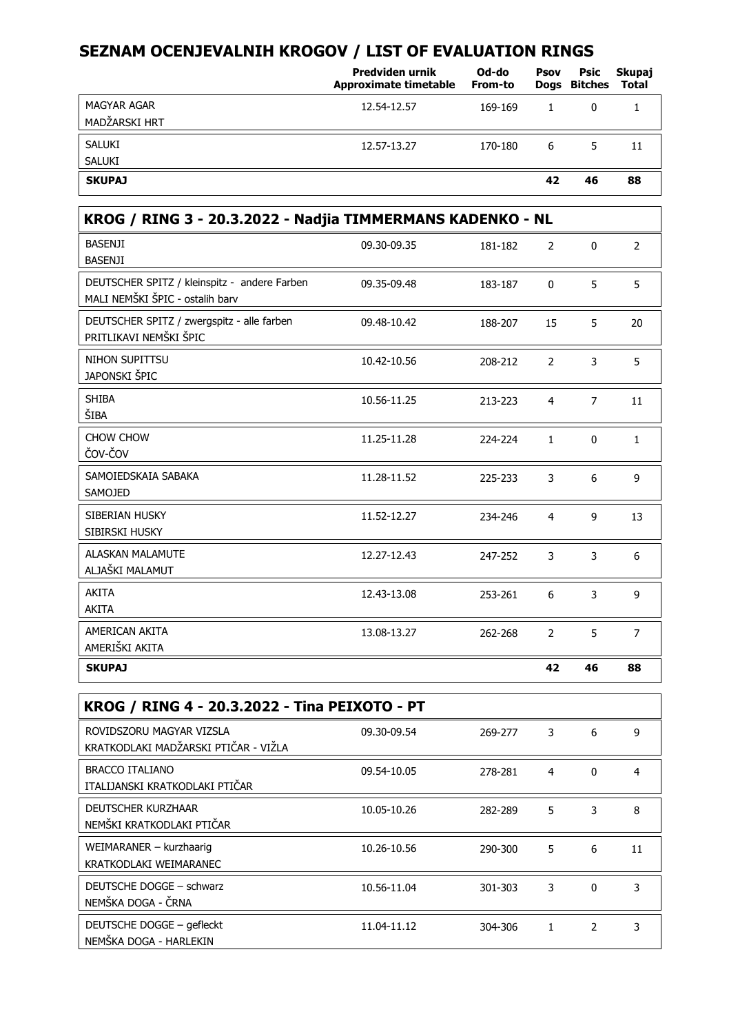## SEZNAM OCENJEVALNIH KROGOV / LIST OF EVALUATION RINGS

| | Predviden urnik Approximate timetable | Od-do From-to | Psov Dogs | Psic Bitches | Skupaj Total |
|---|---|---|---|---|---|
| MAGYAR AGAR<br>MADŽARSKI HRT | 12.54-12.57 | 169-169 | 1 | 0 | 1 |
| SALUKI<br>SALUKI | 12.57-13.27 | 170-180 | 6 | 5 | 11 |
| **SKUPAJ** | | | **42** | **46** | **88** |

### KROG / RING 3 - 20.3.2022 - Nadjia TIMMERMANS KADENKO - NL

| | Predviden urnik Approximate timetable | Od-do From-to | Psov Dogs | Psic Bitches | Skupaj Total |
|---|---|---|---|---|---|
| BASENJI<br>BASENJI | 09.30-09.35 | 181-182 | 2 | 0 | 2 |
| DEUTSCHER SPITZ / kleinspitz - andere Farben<br>MALI NEMŠKI ŠPIC - ostalih barv | 09.35-09.48 | 183-187 | 0 | 5 | 5 |
| DEUTSCHER SPITZ / zwergspitz - alle farben<br>PRITLIKAVI NEMŠKI ŠPIC | 09.48-10.42 | 188-207 | 15 | 5 | 20 |
| NIHON SUPITTSU<br>JAPONSKI ŠPIC | 10.42-10.56 | 208-212 | 2 | 3 | 5 |
| SHIBA<br>ŠIBA | 10.56-11.25 | 213-223 | 4 | 7 | 11 |
| CHOW CHOW<br>ČOV-ČOV | 11.25-11.28 | 224-224 | 1 | 0 | 1 |
| SAMOIEDSKAIA SABAKA<br>SAMOJED | 11.28-11.52 | 225-233 | 3 | 6 | 9 |
| SIBERIAN HUSKY<br>SIBIRSKI HUSKY | 11.52-12.27 | 234-246 | 4 | 9 | 13 |
| ALASKAN MALAMUTE<br>ALJAŠKI MALAMUT | 12.27-12.43 | 247-252 | 3 | 3 | 6 |
| AKITA<br>AKITA | 12.43-13.08 | 253-261 | 6 | 3 | 9 |
| AMERICAN AKITA<br>AMERIŠKI AKITA | 13.08-13.27 | 262-268 | 2 | 5 | 7 |
| **SKUPAJ** | | | **42** | **46** | **88** |

### KROG / RING 4 - 20.3.2022 - Tina PEIXOTO - PT

| | Predviden urnik Approximate timetable | Od-do From-to | Psov Dogs | Psic Bitches | Skupaj Total |
|---|---|---|---|---|---|
| ROVIDSZORU MAGYAR VIZSLA<br>KRATKODLAKI MADŽARSKI PTIČAR - VIŽLA | 09.30-09.54 | 269-277 | 3 | 6 | 9 |
| BRACCO ITALIANO<br>ITALIJANSKI KRATKODLAKI PTIČAR | 09.54-10.05 | 278-281 | 4 | 0 | 4 |
| DEUTSCHER KURZHAAR<br>NEMŠKI KRATKODLAKI PTIČAR | 10.05-10.26 | 282-289 | 5 | 3 | 8 |
| WEIMARANER – kurzhaarig<br>KRATKODLAKI WEIMARANEC | 10.26-10.56 | 290-300 | 5 | 6 | 11 |
| DEUTSCHE DOGGE – schwarz<br>NEMŠKA DOGA - ČRNA | 10.56-11.04 | 301-303 | 3 | 0 | 3 |
| DEUTSCHE DOGGE – gefleckt<br>NEMŠKA DOGA - HARLEKIN | 11.04-11.12 | 304-306 | 1 | 2 | 3 |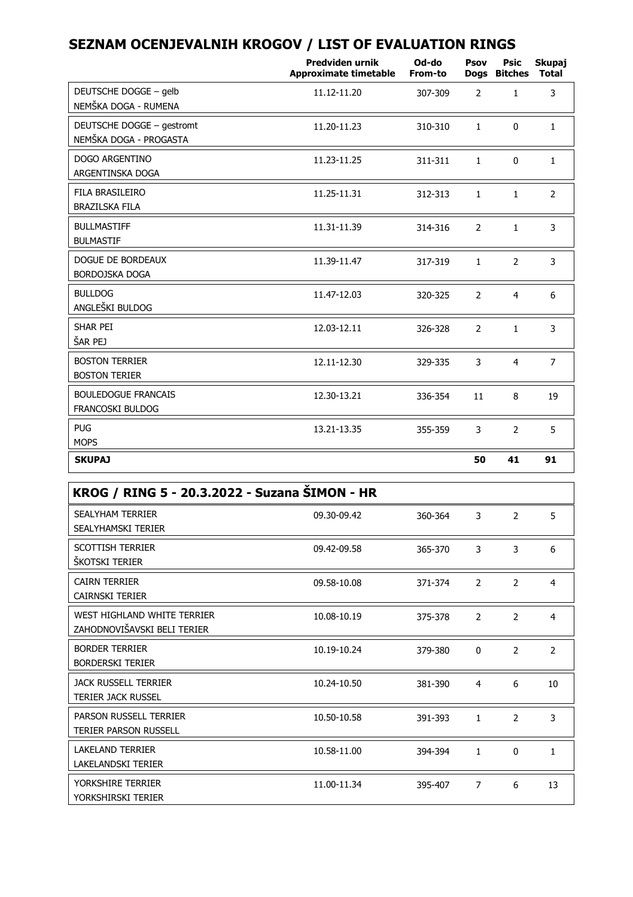# SEZNAM OCENJEVALNIH KROGOV / LIST OF EVALUATION RINGS

| | Predviden urnik Approximate timetable | Od-do From-to | Psov Dogs | Psic Bitches | Skupaj Total |
|---|---|---|---|---|---|
| DEUTSCHE DOGGE – gelb<br>NEMŠKA DOGA - RUMENA | 11.12-11.20 | 307-309 | 2 | 1 | 3 |
| DEUTSCHE DOGGE – gestromt<br>NEMŠKA DOGA - PROGASTA | 11.20-11.23 | 310-310 | 1 | 0 | 1 |
| DOGO ARGENTINO<br>ARGENTINSKA DOGA | 11.23-11.25 | 311-311 | 1 | 0 | 1 |
| FILA BRASILEIRO<br>BRAZILSKA FILA | 11.25-11.31 | 312-313 | 1 | 1 | 2 |
| BULLMASTIFF<br>BULMASTIF | 11.31-11.39 | 314-316 | 2 | 1 | 3 |
| DOGUE DE BORDEAUX<br>BORDOJSKA DOGA | 11.39-11.47 | 317-319 | 1 | 2 | 3 |
| BULLDOG<br>ANGLEŠKI BULDOG | 11.47-12.03 | 320-325 | 2 | 4 | 6 |
| SHAR PEI<br>ŠAR PEJ | 12.03-12.11 | 326-328 | 2 | 1 | 3 |
| BOSTON TERRIER<br>BOSTON TERIER | 12.11-12.30 | 329-335 | 3 | 4 | 7 |
| BOULEDOGUE FRANCAIS<br>FRANCOSKI BULDOG | 12.30-13.21 | 336-354 | 11 | 8 | 19 |
| PUG<br>MOPS | 13.21-13.35 | 355-359 | 3 | 2 | 5 |
| **SKUPAJ** | | | **50** | **41** | **91** |

## KROG / RING 5 - 20.3.2022 - Suzana ŠIMON - HR

| | Predviden urnik Approximate timetable | Od-do From-to | Psov Dogs | Psic Bitches | Skupaj Total |
|---|---|---|---|---|---|
| SEALYHAM TERRIER<br>SEALYHAMSKI TERIER | 09.30-09.42 | 360-364 | 3 | 2 | 5 |
| SCOTTISH TERRIER<br>ŠKOTSKI TERIER | 09.42-09.58 | 365-370 | 3 | 3 | 6 |
| CAIRN TERRIER<br>CAIRNSKI TERIER | 09.58-10.08 | 371-374 | 2 | 2 | 4 |
| WEST HIGHLAND WHITE TERRIER<br>ZAHODNOVIŠAVSKI BELI TERIER | 10.08-10.19 | 375-378 | 2 | 2 | 4 |
| BORDER TERRIER<br>BORDERSKI TERIER | 10.19-10.24 | 379-380 | 0 | 2 | 2 |
| JACK RUSSELL TERRIER<br>TERIER JACK RUSSEL | 10.24-10.50 | 381-390 | 4 | 6 | 10 |
| PARSON RUSSELL TERRIER<br>TERIER PARSON RUSSELL | 10.50-10.58 | 391-393 | 1 | 2 | 3 |
| LAKELAND TERRIER<br>LAKELANDSKI TERIER | 10.58-11.00 | 394-394 | 1 | 0 | 1 |
| YORKSHIRE TERRIER<br>YORKSHIRSKI TERIER | 11.00-11.34 | 395-407 | 7 | 6 | 13 |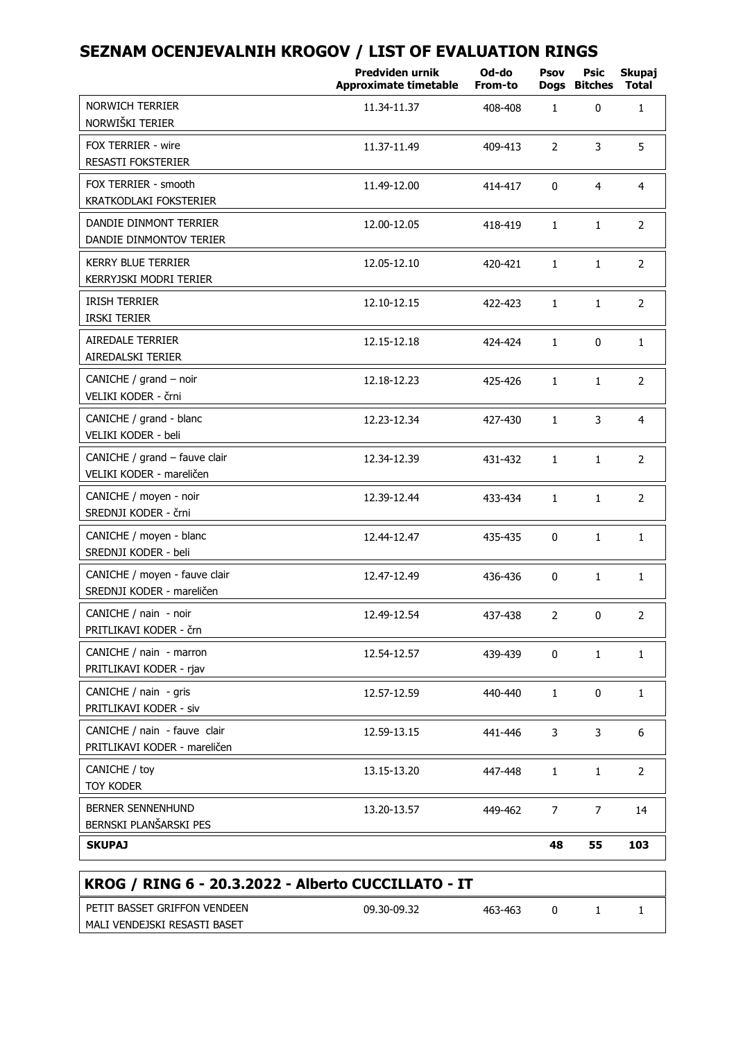## SEZNAM OCENJEVALNIH KROGOV / LIST OF EVALUATION RINGS

| | Predviden urnik Approximate timetable | Od-do From-to | Psov Dogs | Psic Bitches | Skupaj Total |
|---|---|---|---|---|---|
| NORWICH TERRIER<br>NORWIŠKI TERIER | 11.34-11.37 | 408-408 | 1 | 0 | 1 |
| FOX TERRIER - wire<br>RESASTI FOKSTERIER | 11.37-11.49 | 409-413 | 2 | 3 | 5 |
| FOX TERRIER - smooth<br>KRATKODLAKI FOKSTERIER | 11.49-12.00 | 414-417 | 0 | 4 | 4 |
| DANDIE DINMONT TERRIER<br>DANDIE DINMONTOV TERIER | 12.00-12.05 | 418-419 | 1 | 1 | 2 |
| KERRY BLUE TERRIER<br>KERRYJSKI MODRI TERIER | 12.05-12.10 | 420-421 | 1 | 1 | 2 |
| IRISH TERRIER<br>IRSKI TERIER | 12.10-12.15 | 422-423 | 1 | 1 | 2 |
| AIREDALE TERRIER<br>AIREDALSKI TERIER | 12.15-12.18 | 424-424 | 1 | 0 | 1 |
| CANICHE / grand – noir<br>VELIKI KODER - črni | 12.18-12.23 | 425-426 | 1 | 1 | 2 |
| CANICHE / grand - blanc<br>VELIKI KODER - beli | 12.23-12.34 | 427-430 | 1 | 3 | 4 |
| CANICHE / grand – fauve clair<br>VELIKI KODER - mareličen | 12.34-12.39 | 431-432 | 1 | 1 | 2 |
| CANICHE / moyen - noir<br>SREDNJI KODER - črni | 12.39-12.44 | 433-434 | 1 | 1 | 2 |
| CANICHE / moyen - blanc<br>SREDNJI KODER - beli | 12.44-12.47 | 435-435 | 0 | 1 | 1 |
| CANICHE / moyen - fauve clair<br>SREDNJI KODER - mareličen | 12.47-12.49 | 436-436 | 0 | 1 | 1 |
| CANICHE / nain - noir<br>PRITLIKAVI KODER - črn | 12.49-12.54 | 437-438 | 2 | 0 | 2 |
| CANICHE / nain - marron<br>PRITLIKAVI KODER - rjav | 12.54-12.57 | 439-439 | 0 | 1 | 1 |
| CANICHE / nain - gris<br>PRITLIKAVI KODER - siv | 12.57-12.59 | 440-440 | 1 | 0 | 1 |
| CANICHE / nain - fauve clair<br>PRITLIKAVI KODER - mareličen | 12.59-13.15 | 441-446 | 3 | 3 | 6 |
| CANICHE / toy<br>TOY KODER | 13.15-13.20 | 447-448 | 1 | 1 | 2 |
| BERNER SENNENHUND<br>BERNSKI PLANŠARSKI PES | 13.20-13.57 | 449-462 | 7 | 7 | 14 |
| **SKUPAJ** | | | **48** | **55** | **103** |

### KROG / RING 6 - 20.3.2022 - Alberto CUCCILLATO - IT

| | | | | | |
|---|---|---|---|---|---|
| PETIT BASSET GRIFFON VENDEEN<br>MALI VENDEJSKI RESASTI BASET | 09.30-09.32 | 463-463 | 0 | 1 | 1 |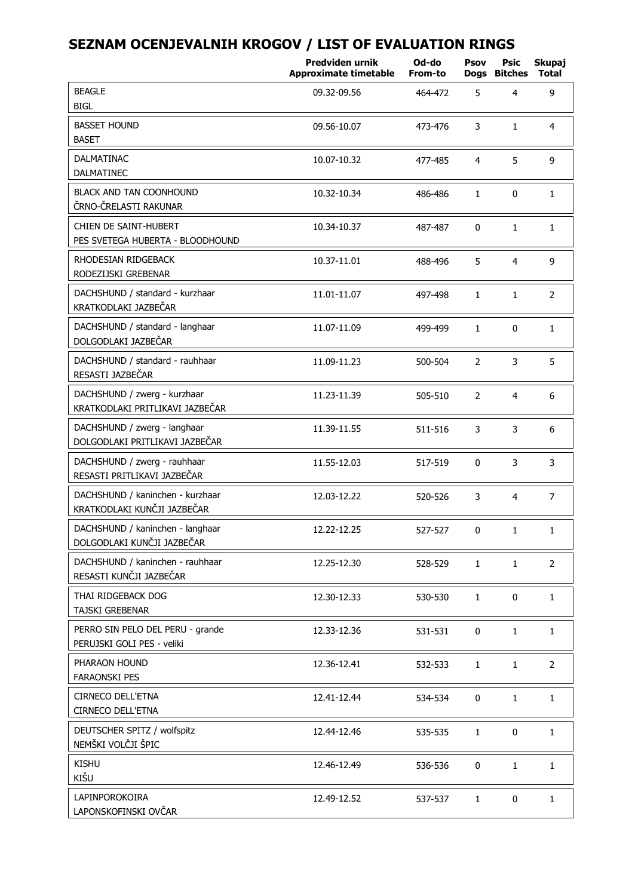# SEZNAM OCENJEVALNIH KROGOV / LIST OF EVALUATION RINGS

| | Predviden urnik Approximate timetable | Od-do From-to | Psov Dogs | Psic Bitches | Skupaj Total |
|---|---|---|---|---|---|
| BEAGLE<br>BIGL | 09.32-09.56 | 464-472 | 5 | 4 | 9 |
| BASSET HOUND<br>BASET | 09.56-10.07 | 473-476 | 3 | 1 | 4 |
| DALMATINAC<br>DALMATINEC | 10.07-10.32 | 477-485 | 4 | 5 | 9 |
| BLACK AND TAN COONHOUND<br>ČRNO-ČRELASTI RAKUNAR | 10.32-10.34 | 486-486 | 1 | 0 | 1 |
| CHIEN DE SAINT-HUBERT<br>PES SVETEGA HUBERTA - BLOODHOUND | 10.34-10.37 | 487-487 | 0 | 1 | 1 |
| RHODESIAN RIDGEBACK<br>RODEZIJSKI GREBENAR | 10.37-11.01 | 488-496 | 5 | 4 | 9 |
| DACHSHUND / standard - kurzhaar<br>KRATKODLAKI JAZBEČAR | 11.01-11.07 | 497-498 | 1 | 1 | 2 |
| DACHSHUND / standard - langhaar<br>DOLGODLAKI JAZBEČAR | 11.07-11.09 | 499-499 | 1 | 0 | 1 |
| DACHSHUND / standard - rauhhaar<br>RESASTI JAZBEČAR | 11.09-11.23 | 500-504 | 2 | 3 | 5 |
| DACHSHUND / zwerg - kurzhaar<br>KRATKODLAKI PRITLIKAVI JAZBEČAR | 11.23-11.39 | 505-510 | 2 | 4 | 6 |
| DACHSHUND / zwerg - langhaar<br>DOLGODLAKI PRITLIKAVI JAZBEČAR | 11.39-11.55 | 511-516 | 3 | 3 | 6 |
| DACHSHUND / zwerg - rauhhaar<br>RESASTI PRITLIKAVI JAZBEČAR | 11.55-12.03 | 517-519 | 0 | 3 | 3 |
| DACHSHUND / kaninchen - kurzhaar<br>KRATKODLAKI KUNČJI JAZBEČAR | 12.03-12.22 | 520-526 | 3 | 4 | 7 |
| DACHSHUND / kaninchen - langhaar<br>DOLGODLAKI KUNČJI JAZBEČAR | 12.22-12.25 | 527-527 | 0 | 1 | 1 |
| DACHSHUND / kaninchen - rauhhaar<br>RESASTI KUNČJI JAZBEČAR | 12.25-12.30 | 528-529 | 1 | 1 | 2 |
| THAI RIDGEBACK DOG<br>TAJSKI GREBENAR | 12.30-12.33 | 530-530 | 1 | 0 | 1 |
| PERRO SIN PELO DEL PERU - grande<br>PERUJSKI GOLI PES - veliki | 12.33-12.36 | 531-531 | 0 | 1 | 1 |
| PHARAON HOUND<br>FARAONSKI PES | 12.36-12.41 | 532-533 | 1 | 1 | 2 |
| CIRNECO DELL'ETNA<br>CIRNECO DELL'ETNA | 12.41-12.44 | 534-534 | 0 | 1 | 1 |
| DEUTSCHER SPITZ / wolfspitz<br>NEMŠKI VOLČJI ŠPIC | 12.44-12.46 | 535-535 | 1 | 0 | 1 |
| KISHU<br>KIŠU | 12.46-12.49 | 536-536 | 0 | 1 | 1 |
| LAPINPOROKOIRA<br>LAPONSKOFINSKI OVČAR | 12.49-12.52 | 537-537 | 1 | 0 | 1 |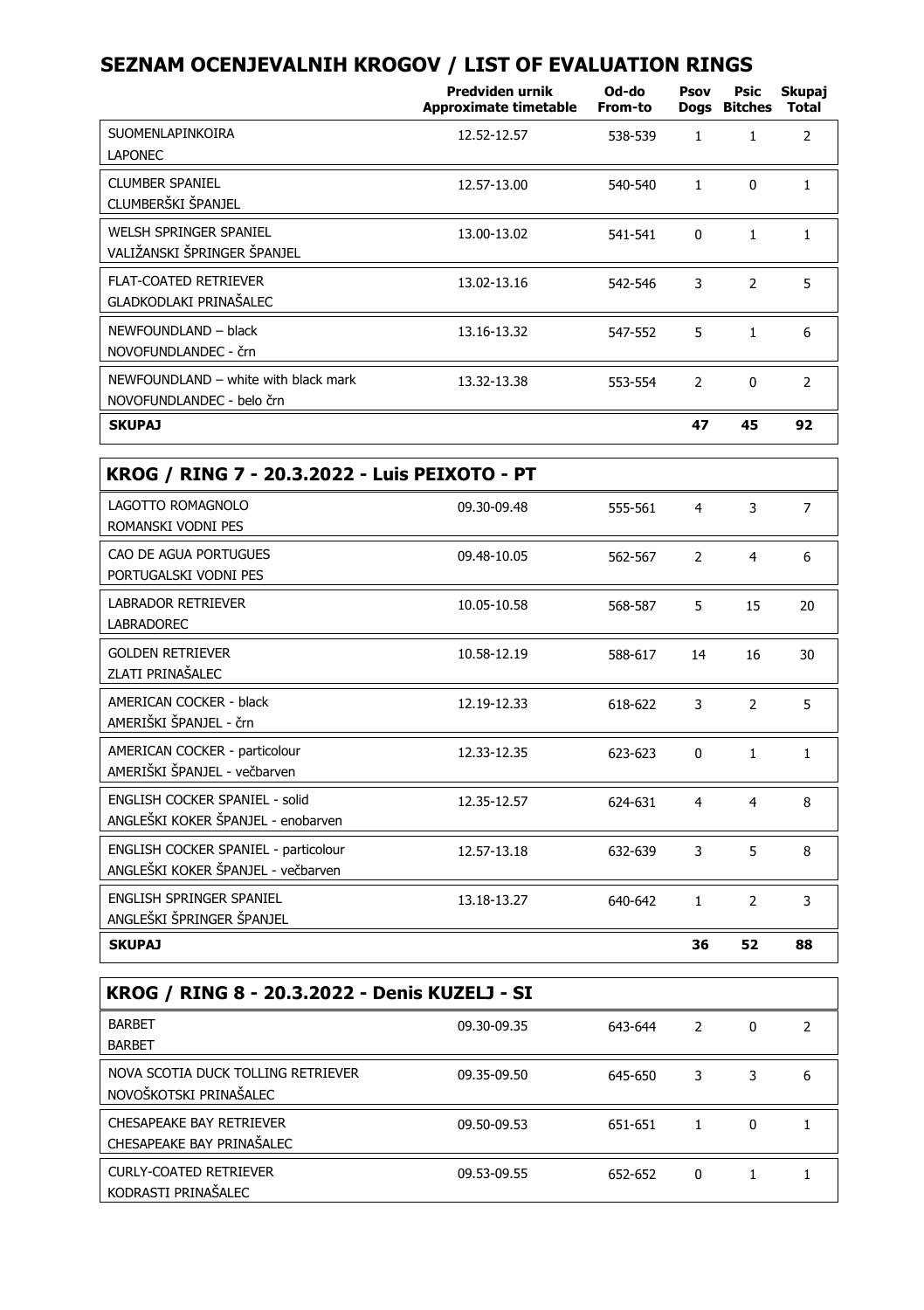# SEZNAM OCENJEVALNIH KROGOV / LIST OF EVALUATION RINGS

| | Predviden urnik Approximate timetable | Od-do From-to | Psov Dogs | Psic Bitches | Skupaj Total |
|---|---|---|---|---|---|
| SUOMENLAPINKOIRA<br>LAPONEC | 12.52-12.57 | 538-539 | 1 | 1 | 2 |
| CLUMBER SPANIEL<br>CLUMBERŠKI ŠPANJEL | 12.57-13.00 | 540-540 | 1 | 0 | 1 |
| WELSH SPRINGER SPANIEL<br>VALIŽANSKI ŠPRINGER ŠPANJEL | 13.00-13.02 | 541-541 | 0 | 1 | 1 |
| FLAT-COATED RETRIEVER<br>GLADKODLAKI PRINAŠALEC | 13.02-13.16 | 542-546 | 3 | 2 | 5 |
| NEWFOUNDLAND – black<br>NOVOFUNDLANDEC - črn | 13.16-13.32 | 547-552 | 5 | 1 | 6 |
| NEWFOUNDLAND – white with black mark<br>NOVOFUNDLANDEC - belo črn | 13.32-13.38 | 553-554 | 2 | 0 | 2 |
| **SKUPAJ** | | | **47** | **45** | **92** |

## KROG / RING 7 - 20.3.2022 - Luis PEIXOTO - PT

| | Predviden urnik Approximate timetable | Od-do From-to | Psov Dogs | Psic Bitches | Skupaj Total |
|---|---|---|---|---|---|
| LAGOTTO ROMAGNOLO<br>ROMANSKI VODNI PES | 09.30-09.48 | 555-561 | 4 | 3 | 7 |
| CAO DE AGUA PORTUGUES<br>PORTUGALSKI VODNI PES | 09.48-10.05 | 562-567 | 2 | 4 | 6 |
| LABRADOR RETRIEVER<br>LABRADOREC | 10.05-10.58 | 568-587 | 5 | 15 | 20 |
| GOLDEN RETRIEVER<br>ZLATI PRINAŠALEC | 10.58-12.19 | 588-617 | 14 | 16 | 30 |
| AMERICAN COCKER - black<br>AMERIŠKI ŠPANJEL - črn | 12.19-12.33 | 618-622 | 3 | 2 | 5 |
| AMERICAN COCKER - particolour<br>AMERIŠKI ŠPANJEL - večbarven | 12.33-12.35 | 623-623 | 0 | 1 | 1 |
| ENGLISH COCKER SPANIEL - solid<br>ANGLEŠKI KOKER ŠPANJEL - enobarven | 12.35-12.57 | 624-631 | 4 | 4 | 8 |
| ENGLISH COCKER SPANIEL - particolour<br>ANGLEŠKI KOKER ŠPANJEL - večbarven | 12.57-13.18 | 632-639 | 3 | 5 | 8 |
| ENGLISH SPRINGER SPANIEL<br>ANGLEŠKI ŠPRINGER ŠPANJEL | 13.18-13.27 | 640-642 | 1 | 2 | 3 |
| **SKUPAJ** | | | **36** | **52** | **88** |

## KROG / RING 8 - 20.3.2022 - Denis KUZELJ - SI

| | Predviden urnik Approximate timetable | Od-do From-to | Psov Dogs | Psic Bitches | Skupaj Total |
|---|---|---|---|---|---|
| BARBET<br>BARBET | 09.30-09.35 | 643-644 | 2 | 0 | 2 |
| NOVA SCOTIA DUCK TOLLING RETRIEVER<br>NOVOŠKOTSKI PRINAŠALEC | 09.35-09.50 | 645-650 | 3 | 3 | 6 |
| CHESAPEAKE BAY RETRIEVER<br>CHESAPEAKE BAY PRINAŠALEC | 09.50-09.53 | 651-651 | 1 | 0 | 1 |
| CURLY-COATED RETRIEVER<br>KODRASTI PRINAŠALEC | 09.53-09.55 | 652-652 | 0 | 1 | 1 |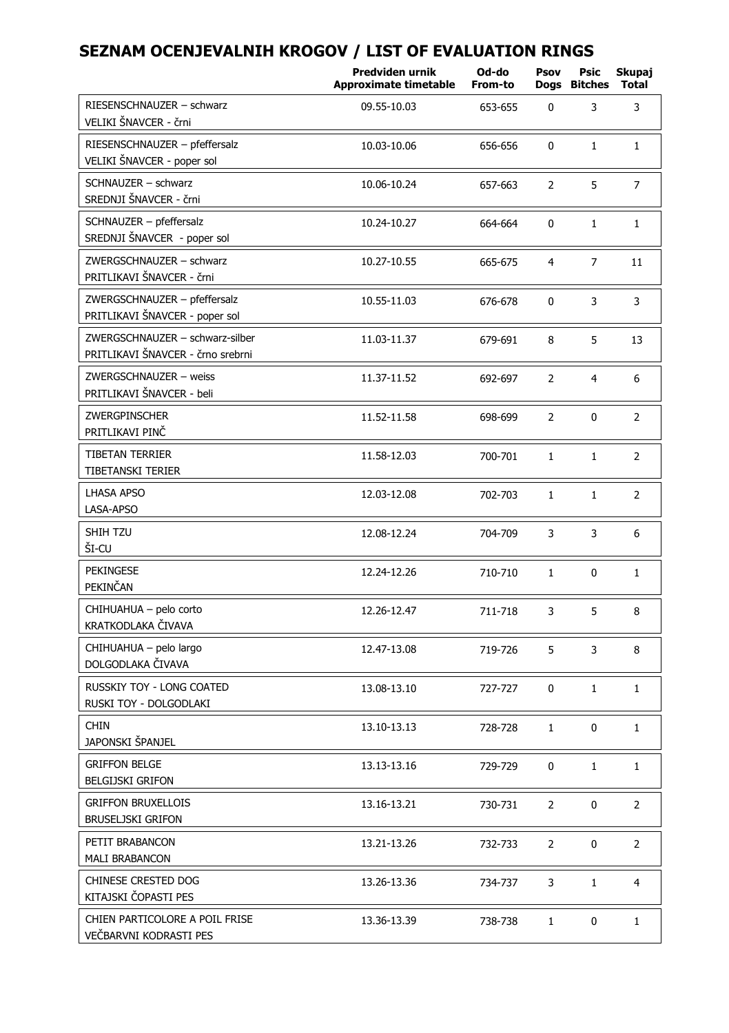# SEZNAM OCENJEVALNIH KROGOV / LIST OF EVALUATION RINGS

| | Predviden urnik Approximate timetable | Od-do From-to | Psov Dogs | Psic Bitches | Skupaj Total |
|---|---|---|---|---|---|
| RIESENSCHNAUZER – schwarz VELIKI ŠNAVCER - črni | 09.55-10.03 | 653-655 | 0 | 3 | 3 |
| RIESENSCHNAUZER – pfeffersalz VELIKI ŠNAVCER - poper sol | 10.03-10.06 | 656-656 | 0 | 1 | 1 |
| SCHNAUZER – schwarz SREDNJI ŠNAVCER - črni | 10.06-10.24 | 657-663 | 2 | 5 | 7 |
| SCHNAUZER – pfeffersalz SREDNJI ŠNAVCER - poper sol | 10.24-10.27 | 664-664 | 0 | 1 | 1 |
| ZWERGSCHNAUZER – schwarz PRITLIKAVI ŠNAVCER - črni | 10.27-10.55 | 665-675 | 4 | 7 | 11 |
| ZWERGSCHNAUZER – pfeffersalz PRITLIKAVI ŠNAVCER - poper sol | 10.55-11.03 | 676-678 | 0 | 3 | 3 |
| ZWERGSCHNAUZER – schwarz-silber PRITLIKAVI ŠNAVCER - črno srebrni | 11.03-11.37 | 679-691 | 8 | 5 | 13 |
| ZWERGSCHNAUZER – weiss PRITLIKAVI ŠNAVCER - beli | 11.37-11.52 | 692-697 | 2 | 4 | 6 |
| ZWERGPINSCHER PRITLIKAVI PINČ | 11.52-11.58 | 698-699 | 2 | 0 | 2 |
| TIBETAN TERRIER TIBETANSKI TERIER | 11.58-12.03 | 700-701 | 1 | 1 | 2 |
| LHASA APSO LASA-APSO | 12.03-12.08 | 702-703 | 1 | 1 | 2 |
| SHIH TZU ŠI-CU | 12.08-12.24 | 704-709 | 3 | 3 | 6 |
| PEKINGESE PEKINČAN | 12.24-12.26 | 710-710 | 1 | 0 | 1 |
| CHIHUAHUA – pelo corto KRATKODLAKA ČIVAVA | 12.26-12.47 | 711-718 | 3 | 5 | 8 |
| CHIHUAHUA – pelo largo DOLGODLAKA ČIVAVA | 12.47-13.08 | 719-726 | 5 | 3 | 8 |
| RUSSKIY TOY - LONG COATED RUSKI TOY - DOLGODLAKI | 13.08-13.10 | 727-727 | 0 | 1 | 1 |
| CHIN JAPONSKI ŠPANJEL | 13.10-13.13 | 728-728 | 1 | 0 | 1 |
| GRIFFON BELGE BELGIJSKI GRIFON | 13.13-13.16 | 729-729 | 0 | 1 | 1 |
| GRIFFON BRUXELLOIS BRUSELJSKI GRIFON | 13.16-13.21 | 730-731 | 2 | 0 | 2 |
| PETIT BRABANCON MALI BRABANCON | 13.21-13.26 | 732-733 | 2 | 0 | 2 |
| CHINESE CRESTED DOG KITAJSKI ČOPASTI PES | 13.26-13.36 | 734-737 | 3 | 1 | 4 |
| CHIEN PARTICOLORE A POIL FRISE VEČBARVNI KODRASTI PES | 13.36-13.39 | 738-738 | 1 | 0 | 1 |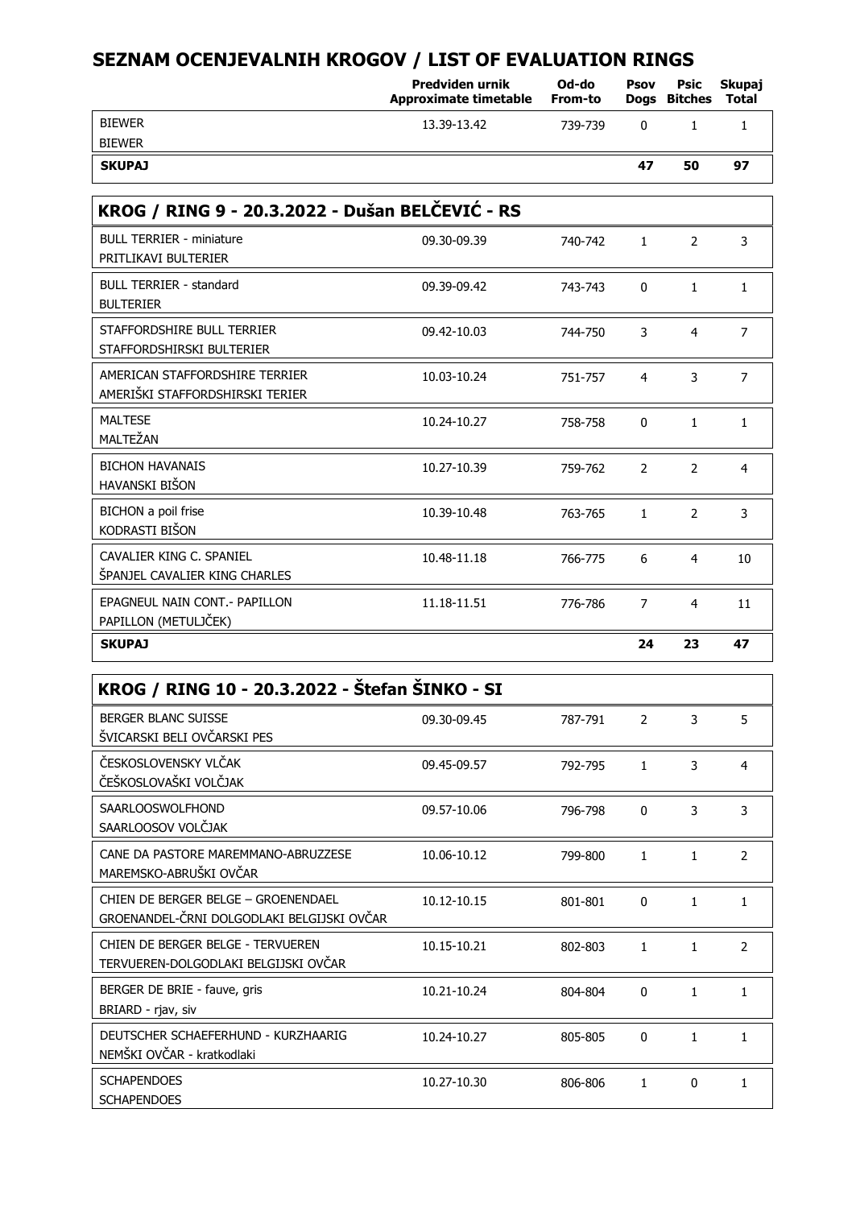## SEZNAM OCENJEVALNIH KROGOV / LIST OF EVALUATION RINGS

| | Predviden urnik Approximate timetable | Od-do From-to | Psov Dogs | Psic Bitches | Skupaj Total |
|---|---|---|---|---|---|
| BIEWER<br>BIEWER | 13.39-13.42 | 739-739 | 0 | 1 | 1 |
| **SKUPAJ** | | | **47** | **50** | **97** |

### KROG / RING 9 - 20.3.2022 - Dušan BELČEVIĆ - RS

| | Predviden urnik Approximate timetable | Od-do From-to | Psov Dogs | Psic Bitches | Skupaj Total |
|---|---|---|---|---|---|
| BULL TERRIER - miniature<br>PRITLIKAVI BULTERIER | 09.30-09.39 | 740-742 | 1 | 2 | 3 |
| BULL TERRIER - standard<br>BULTERIER | 09.39-09.42 | 743-743 | 0 | 1 | 1 |
| STAFFORDSHIRE BULL TERRIER<br>STAFFORDSHIRSKI BULTERIER | 09.42-10.03 | 744-750 | 3 | 4 | 7 |
| AMERICAN STAFFORDSHIRE TERRIER<br>AMERIŠKI STAFFORDSHIRSKI TERIER | 10.03-10.24 | 751-757 | 4 | 3 | 7 |
| MALTESE<br>MALTEŽAN | 10.24-10.27 | 758-758 | 0 | 1 | 1 |
| BICHON HAVANAIS<br>HAVANSKI BIŠON | 10.27-10.39 | 759-762 | 2 | 2 | 4 |
| BICHON a poil frise<br>KODRASTI BIŠON | 10.39-10.48 | 763-765 | 1 | 2 | 3 |
| CAVALIER KING C. SPANIEL<br>ŠPANJEL CAVALIER KING CHARLES | 10.48-11.18 | 766-775 | 6 | 4 | 10 |
| EPAGNEUL NAIN CONT.- PAPILLON<br>PAPILLON (METULJČEK) | 11.18-11.51 | 776-786 | 7 | 4 | 11 |
| **SKUPAJ** | | | **24** | **23** | **47** |

### KROG / RING 10 - 20.3.2022 - Štefan ŠINKO - SI

| | Predviden urnik Approximate timetable | Od-do From-to | Psov Dogs | Psic Bitches | Skupaj Total |
|---|---|---|---|---|---|
| BERGER BLANC SUISSE<br>ŠVICARSKI BELI OVČARSKI PES | 09.30-09.45 | 787-791 | 2 | 3 | 5 |
| ČESKOSLOVENSKY VLČAK<br>ČEŠKOSLOVAŠKI VOLČJAK | 09.45-09.57 | 792-795 | 1 | 3 | 4 |
| SAARLOOSWOLFHOND<br>SAARLOOSOV VOLČJAK | 09.57-10.06 | 796-798 | 0 | 3 | 3 |
| CANE DA PASTORE MAREMMANO-ABRUZZESE<br>MAREMSKO-ABRUŠKI OVČAR | 10.06-10.12 | 799-800 | 1 | 1 | 2 |
| CHIEN DE BERGER BELGE – GROENENDAEL<br>GROENANDEL-ČRNI DOLGODLAKI BELGIJSKI OVČAR | 10.12-10.15 | 801-801 | 0 | 1 | 1 |
| CHIEN DE BERGER BELGE - TERVUEREN<br>TERVUEREN-DOLGODLAKI BELGIJSKI OVČAR | 10.15-10.21 | 802-803 | 1 | 1 | 2 |
| BERGER DE BRIE - fauve, gris<br>BRIARD - rjav, siv | 10.21-10.24 | 804-804 | 0 | 1 | 1 |
| DEUTSCHER SCHAEFERHUND - KURZHAARIG<br>NEMŠKI OVČAR - kratkodlaki | 10.24-10.27 | 805-805 | 0 | 1 | 1 |
| SCHAPENDOES<br>SCHAPENDOES | 10.27-10.30 | 806-806 | 1 | 0 | 1 |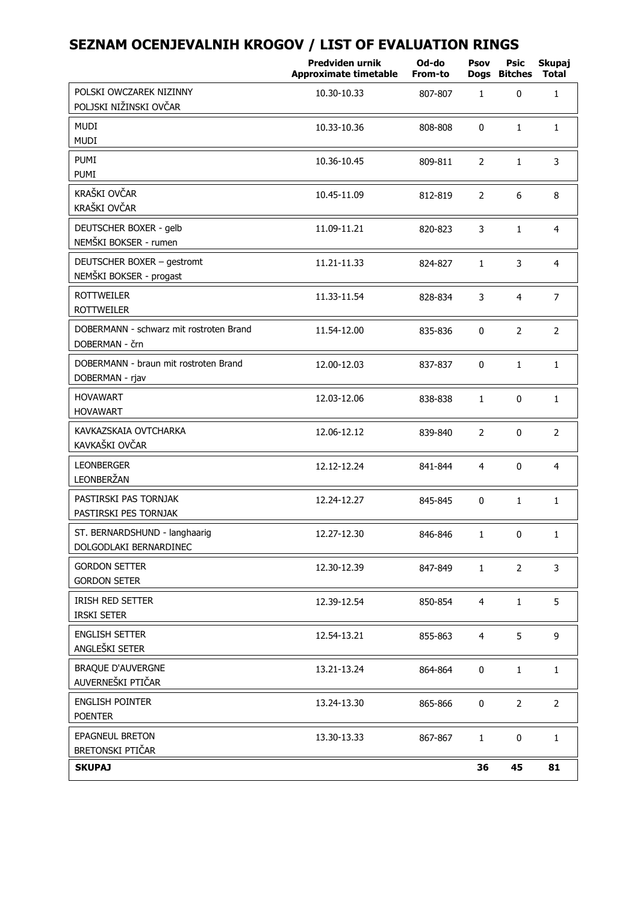## SEZNAM OCENJEVALNIH KROGOV / LIST OF EVALUATION RINGS

| | Predviden urnik Approximate timetable | Od-do From-to | Psov Dogs | Psic Bitches | Skupaj Total |
|---|---|---|---|---|---|
| POLSKI OWCZAREK NIZINNY<br>POLJSKI NIŽINSKI OVČAR | 10.30-10.33 | 807-807 | 1 | 0 | 1 |
| MUDI<br>MUDI | 10.33-10.36 | 808-808 | 0 | 1 | 1 |
| PUMI<br>PUMI | 10.36-10.45 | 809-811 | 2 | 1 | 3 |
| KRAŠKI OVČAR<br>KRAŠKI OVČAR | 10.45-11.09 | 812-819 | 2 | 6 | 8 |
| DEUTSCHER BOXER - gelb<br>NEMŠKI BOKSER - rumen | 11.09-11.21 | 820-823 | 3 | 1 | 4 |
| DEUTSCHER BOXER – gestromt<br>NEMŠKI BOKSER - progast | 11.21-11.33 | 824-827 | 1 | 3 | 4 |
| ROTTWEILER<br>ROTTWEILER | 11.33-11.54 | 828-834 | 3 | 4 | 7 |
| DOBERMANN - schwarz mit rostroten Brand<br>DOBERMAN - črn | 11.54-12.00 | 835-836 | 0 | 2 | 2 |
| DOBERMANN - braun mit rostroten Brand<br>DOBERMAN - rjav | 12.00-12.03 | 837-837 | 0 | 1 | 1 |
| HOVAWART<br>HOVAWART | 12.03-12.06 | 838-838 | 1 | 0 | 1 |
| KAVKAZSKAIA OVTCHARKA<br>KAVKAŠKI OVČAR | 12.06-12.12 | 839-840 | 2 | 0 | 2 |
| LEONBERGER<br>LEONBERŽAN | 12.12-12.24 | 841-844 | 4 | 0 | 4 |
| PASTIRSKI PAS TORNJAK<br>PASTIRSKI PES TORNJAK | 12.24-12.27 | 845-845 | 0 | 1 | 1 |
| ST. BERNARDSHUND - langhaarig<br>DOLGODLAKI BERNARDINEC | 12.27-12.30 | 846-846 | 1 | 0 | 1 |
| GORDON SETTER<br>GORDON SETER | 12.30-12.39 | 847-849 | 1 | 2 | 3 |
| IRISH RED SETTER<br>IRSKI SETER | 12.39-12.54 | 850-854 | 4 | 1 | 5 |
| ENGLISH SETTER<br>ANGLEŠKI SETER | 12.54-13.21 | 855-863 | 4 | 5 | 9 |
| BRAQUE D'AUVERGNE<br>AUVERNEŠKI PTIČAR | 13.21-13.24 | 864-864 | 0 | 1 | 1 |
| ENGLISH POINTER<br>POENTER | 13.24-13.30 | 865-866 | 0 | 2 | 2 |
| EPAGNEUL BRETON<br>BRETONSKI PTIČAR | 13.30-13.33 | 867-867 | 1 | 0 | 1 |
| **SKUPAJ** | | | **36** | **45** | **81** |